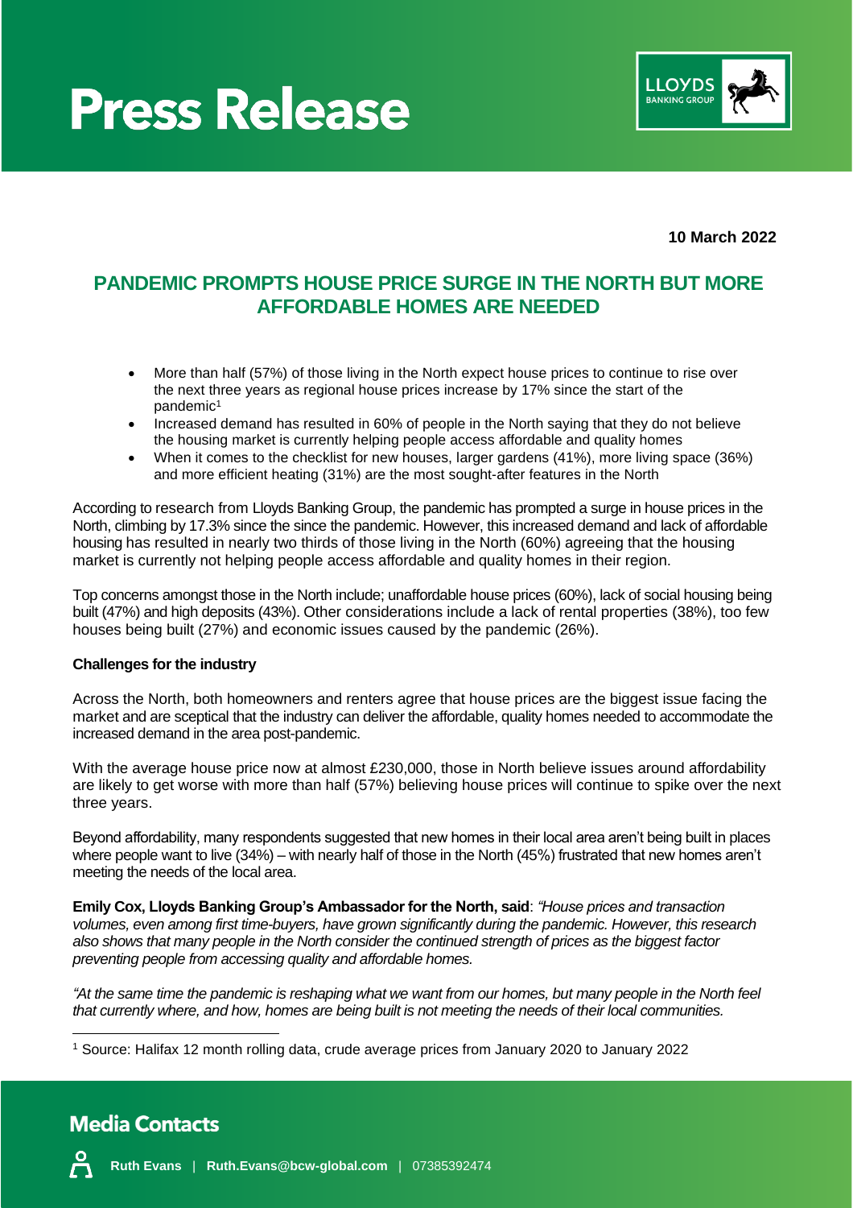# Press Release

**10 March 2022**

## PANDEMIC PROMPTS HOUSE PRICE SURGE IN THE NORTH BUT MORE AFFORDABLE HOMES ARE NEEDED

- More than half (57%) of those living in the North expect house prices to continue to rise over the next three years as regional house prices increase by 17% since the start of the pandemic[1]
- Increased demand has resulted in 60% of people in the North saying that they do not believe the housing market is currently helping people access affordable and quality homes
- When it comes to the checklist for new houses, larger gardens (41%), more living space (36%) and more efficient heating (31%) are the most sought-after features in the North

According to research from Lloyds Banking Group, the pandemic has prompted a surge in house prices in the North, climbing by 17.3% since the since the pandemic. However, this increased demand and lack of affordable housing has resulted in nearly two thirds of those living in the North (60%) agreeing that the housing market is currently not helping people access affordable and quality homes in their region.

Top concerns amongst those in the North include; unaffordable house prices (60%), lack of social housing being built (47%) and high deposits (43%). Other considerations include a lack of rental properties (38%), too few houses being built (27%) and economic issues caused by the pandemic (26%).

**Challenges for the industry**

Across the North, both homeowners and renters agree that house prices are the biggest issue facing the market and are sceptical that the industry can deliver the affordable, quality homes needed to accommodate the increased demand in the area post-pandemic.

With the average house price now at almost £230,000, those in North believe issues around affordability are likely to get worse with more than half (57%) believing house prices will continue to spike over the next three years.

Beyond affordability, many respondents suggested that new homes in their local area aren't being built in places where people want to live (34%) – with nearly half of those in the North (45%) frustrated that new homes aren't meeting the needs of the local area.

**Emily Cox, Lloyds Banking Group's Ambassador for the North, said**: *"House prices and transaction volumes, even among first time-buyers, have grown significantly during the pandemic. However, this research also shows that many people in the North consider the continued strength of prices as the biggest factor preventing people from accessing quality and affordable homes.*

*"At the same time the pandemic is reshaping what we want from our homes, but many people in the North feel that currently where, and how, homes are being built is not meeting the needs of their local communities.*

[1] Source: Halifax 12 month rolling data, crude average prices from January 2020 to January 2022

## Media Contacts

**Ruth Evans** | **Ruth.Evans@bcw-global.com** | 07385392474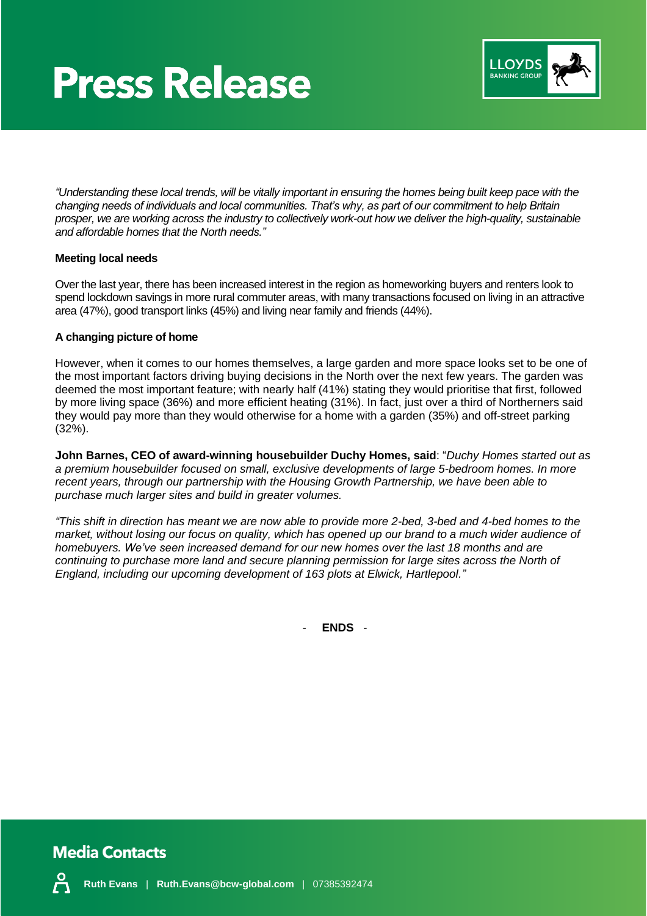*"Understanding these local trends, will be vitally important in ensuring the homes being built keep pace with the changing needs of individuals and local communities. That's why, as part of our commitment to help Britain prosper, we are working across the industry to collectively work-out how we deliver the high-quality, sustainable and affordable homes that the North needs."*

**Meeting local needs**

Over the last year, there has been increased interest in the region as homeworking buyers and renters look to spend lockdown savings in more rural commuter areas, with many transactions focused on living in an attractive area (47%), good transport links (45%) and living near family and friends (44%).

**A changing picture of home**

However, when it comes to our homes themselves, a large garden and more space looks set to be one of the most important factors driving buying decisions in the North over the next few years. The garden was deemed the most important feature; with nearly half (41%) stating they would prioritise that first, followed by more living space (36%) and more efficient heating (31%). In fact, just over a third of Northerners said they would pay more than they would otherwise for a home with a garden (35%) and off-street parking (32%).

**John Barnes, CEO of award-winning housebuilder Duchy Homes, said**: "*Duchy Homes started out as a premium housebuilder focused on small, exclusive developments of large 5-bedroom homes. In more recent years, through our partnership with the Housing Growth Partnership, we have been able to purchase much larger sites and build in greater volumes.*

*"This shift in direction has meant we are now able to provide more 2-bed, 3-bed and 4-bed homes to the market, without losing our focus on quality, which has opened up our brand to a much wider audience of homebuyers. We've seen increased demand for our new homes over the last 18 months and are continuing to purchase more land and secure planning permission for large sites across the North of England, including our upcoming development of 163 plots at Elwick, Hartlepool."*

\- **ENDS** -

## Media Contacts

**Ruth Evans** | **Ruth.Evans@bcw-global.com** | 07385392474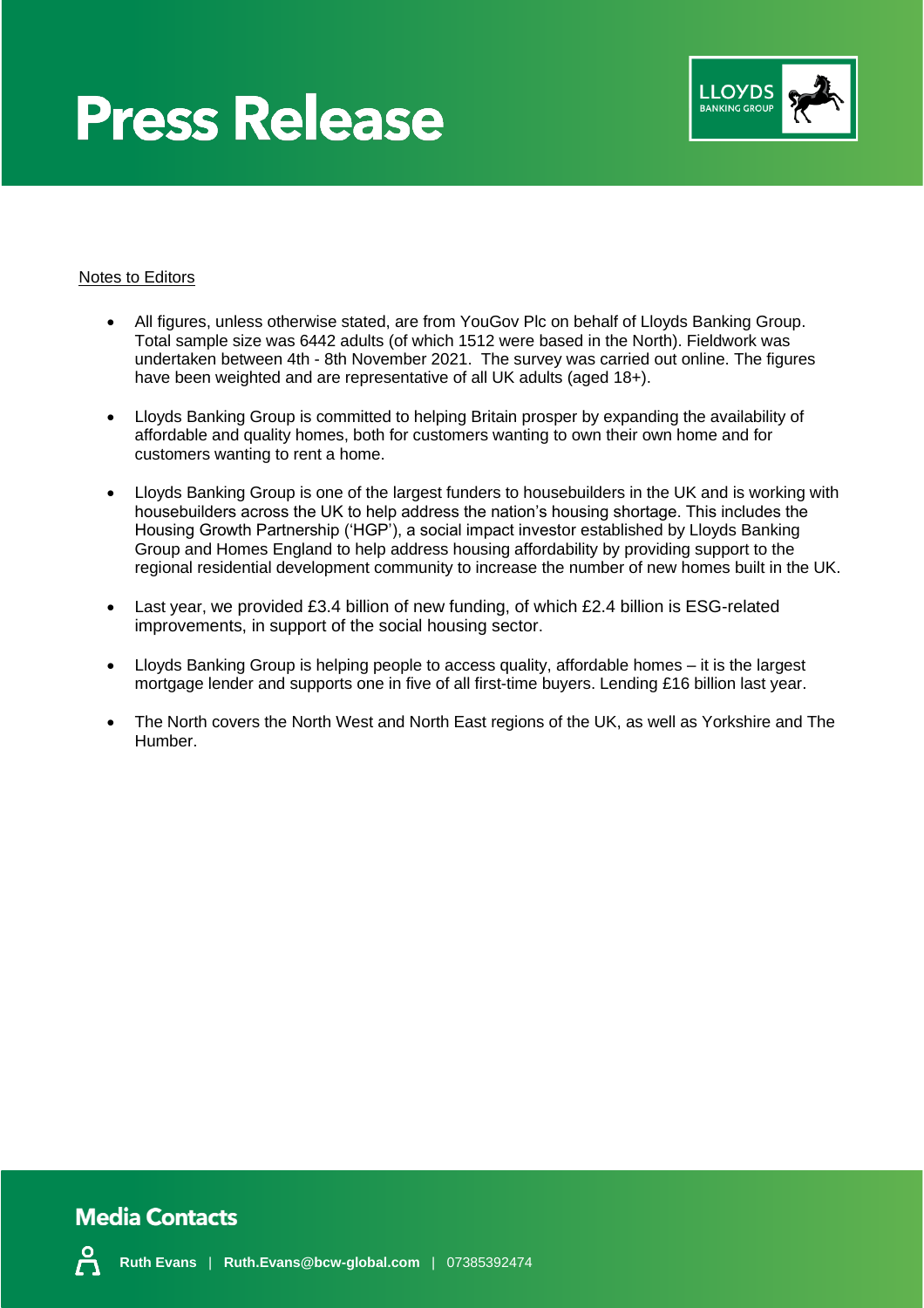# Press Release

Notes to Editors

- All figures, unless otherwise stated, are from YouGov Plc on behalf of Lloyds Banking Group. Total sample size was 6442 adults (of which 1512 were based in the North). Fieldwork was undertaken between 4th - 8th November 2021. The survey was carried out online. The figures have been weighted and are representative of all UK adults (aged 18+).

- Lloyds Banking Group is committed to helping Britain prosper by expanding the availability of affordable and quality homes, both for customers wanting to own their own home and for customers wanting to rent a home.

- Lloyds Banking Group is one of the largest funders to housebuilders in the UK and is working with housebuilders across the UK to help address the nation's housing shortage. This includes the Housing Growth Partnership ('HGP'), a social impact investor established by Lloyds Banking Group and Homes England to help address housing affordability by providing support to the regional residential development community to increase the number of new homes built in the UK.

- Last year, we provided £3.4 billion of new funding, of which £2.4 billion is ESG-related improvements, in support of the social housing sector.

- Lloyds Banking Group is helping people to access quality, affordable homes – it is the largest mortgage lender and supports one in five of all first-time buyers. Lending £16 billion last year.

- The North covers the North West and North East regions of the UK, as well as Yorkshire and The Humber.

## Media Contacts

**Ruth Evans** | **Ruth.Evans@bcw-global.com** | 07385392474